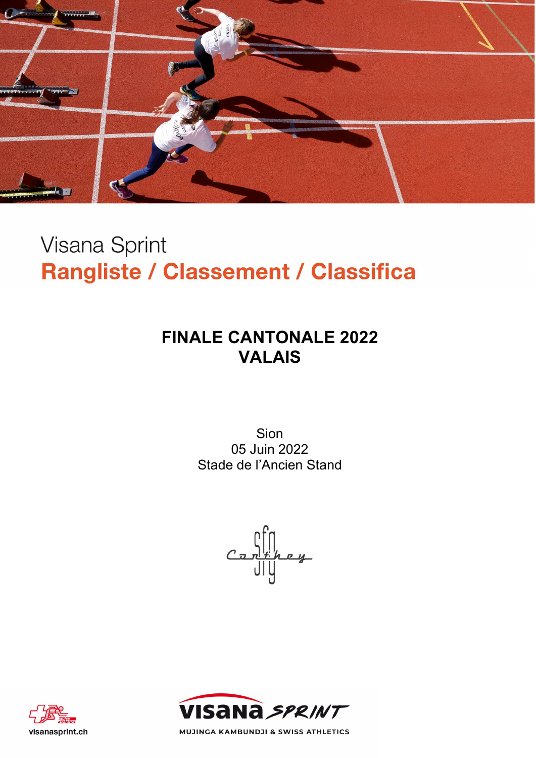Visana Sprint

# Rangliste / Classement / Classifica

## FINALE CANTONALE 2022
## VALAIS

Sion
05 Juin 2022
Stade de l'Ancien Stand

SFG Conthey

visanasprint.ch

VISANA SPRINT
MUJINGA KAMBUNDJI & SWISS ATHLETICS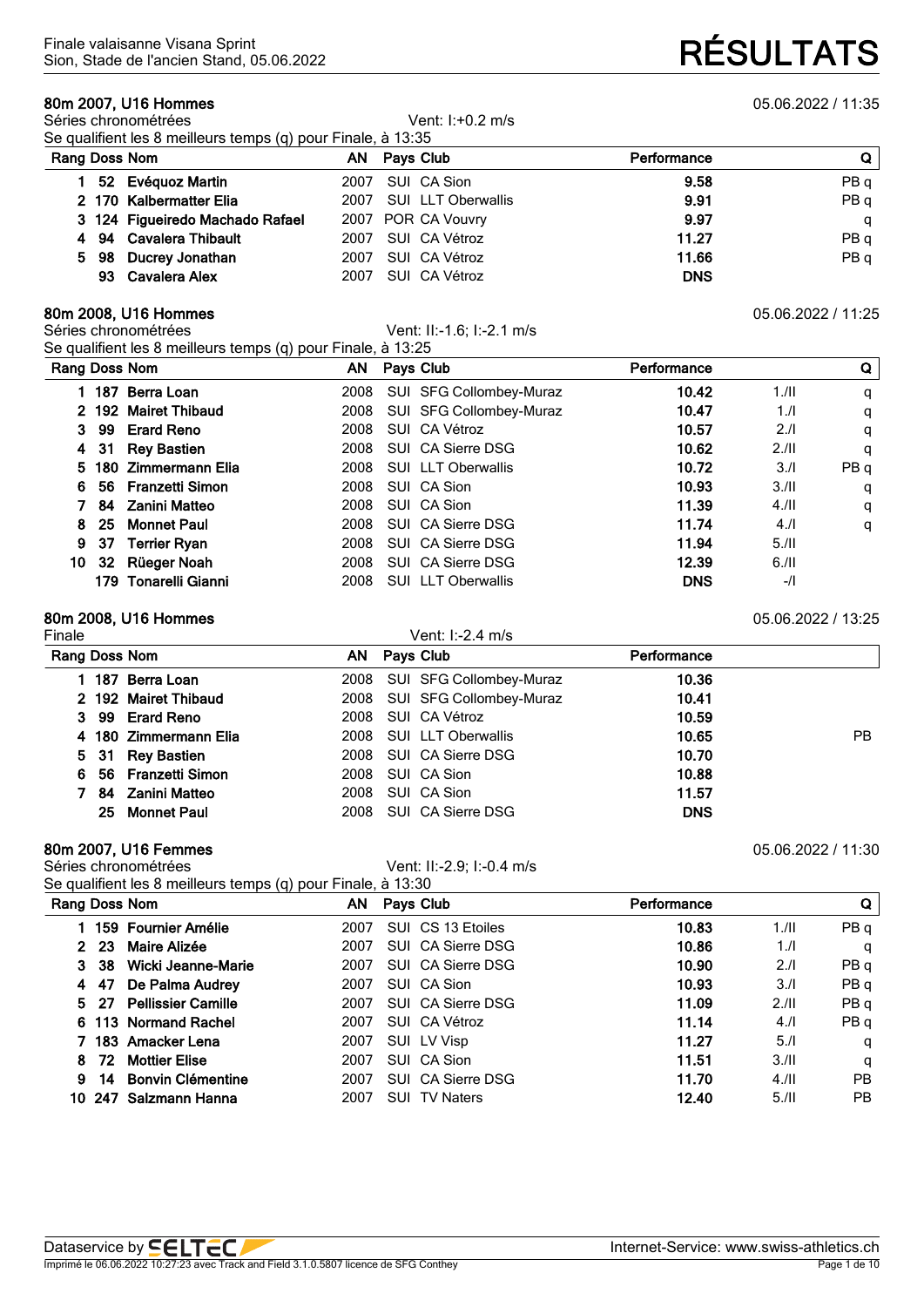Finale valaisanne Visana Sprint
Sion, Stade de l'ancien Stand, 05.06.2022

# RÉSULTATS

## 80m 2007, U16 Hommes

05.06.2022 / 11:35

Séries chronométrées — Vent: I:+0.2 m/s

Se qualifient les 8 meilleurs temps (q) pour Finale, à 13:35

| Rang | Doss | Nom | AN | Pays | Club | Performance | Q |
|---|---|---|---|---|---|---|---|
| 1 | 52 | **Evéquoz Martin** | 2007 | SUI | CA Sion | **9.58** | PB q |
| 2 | 170 | **Kalbermatter Elia** | 2007 | SUI | LLT Oberwallis | **9.91** | PB q |
| 3 | 124 | **Figueiredo Machado Rafael** | 2007 | POR | CA Vouvry | **9.97** | q |
| 4 | 94 | **Cavalera Thibault** | 2007 | SUI | CA Vétroz | **11.27** | PB q |
| 5 | 98 | **Ducrey Jonathan** | 2007 | SUI | CA Vétroz | **11.66** | PB q |
| | 93 | **Cavalera Alex** | 2007 | SUI | CA Vétroz | **DNS** | |

## 80m 2008, U16 Hommes

05.06.2022 / 11:25

Séries chronométrées — Vent: II:-1.6; I:-2.1 m/s

Se qualifient les 8 meilleurs temps (q) pour Finale, à 13:25

| Rang | Doss | Nom | AN | Pays | Club | Performance | | Q |
|---|---|---|---|---|---|---|---|---|
| 1 | 187 | **Berra Loan** | 2008 | SUI | SFG Collombey-Muraz | **10.42** | 1./II | q |
| 2 | 192 | **Mairet Thibaud** | 2008 | SUI | SFG Collombey-Muraz | **10.47** | 1./I | q |
| 3 | 99 | **Erard Reno** | 2008 | SUI | CA Vétroz | **10.57** | 2./I | q |
| 4 | 31 | **Rey Bastien** | 2008 | SUI | CA Sierre DSG | **10.62** | 2./II | q |
| 5 | 180 | **Zimmermann Elia** | 2008 | SUI | LLT Oberwallis | **10.72** | 3./I | PB q |
| 6 | 56 | **Franzetti Simon** | 2008 | SUI | CA Sion | **10.93** | 3./II | q |
| 7 | 84 | **Zanini Matteo** | 2008 | SUI | CA Sion | **11.39** | 4./II | q |
| 8 | 25 | **Monnet Paul** | 2008 | SUI | CA Sierre DSG | **11.74** | 4./I | q |
| 9 | 37 | **Terrier Ryan** | 2008 | SUI | CA Sierre DSG | **11.94** | 5./II | |
| 10 | 32 | **Rüeger Noah** | 2008 | SUI | CA Sierre DSG | **12.39** | 6./II | |
| | 179 | **Tonarelli Gianni** | 2008 | SUI | LLT Oberwallis | **DNS** | -/I | |

## 80m 2008, U16 Hommes

05.06.2022 / 13:25

Finale — Vent: I:-2.4 m/s

| Rang | Doss | Nom | AN | Pays | Club | Performance | |
|---|---|---|---|---|---|---|---|
| 1 | 187 | **Berra Loan** | 2008 | SUI | SFG Collombey-Muraz | **10.36** | |
| 2 | 192 | **Mairet Thibaud** | 2008 | SUI | SFG Collombey-Muraz | **10.41** | |
| 3 | 99 | **Erard Reno** | 2008 | SUI | CA Vétroz | **10.59** | |
| 4 | 180 | **Zimmermann Elia** | 2008 | SUI | LLT Oberwallis | **10.65** | PB |
| 5 | 31 | **Rey Bastien** | 2008 | SUI | CA Sierre DSG | **10.70** | |
| 6 | 56 | **Franzetti Simon** | 2008 | SUI | CA Sion | **10.88** | |
| 7 | 84 | **Zanini Matteo** | 2008 | SUI | CA Sion | **11.57** | |
| | 25 | **Monnet Paul** | 2008 | SUI | CA Sierre DSG | **DNS** | |

## 80m 2007, U16 Femmes

05.06.2022 / 11:30

Séries chronométrées — Vent: II:-2.9; I:-0.4 m/s

Se qualifient les 8 meilleurs temps (q) pour Finale, à 13:30

| Rang | Doss | Nom | AN | Pays | Club | Performance | | Q |
|---|---|---|---|---|---|---|---|---|
| 1 | 159 | **Fournier Amélie** | 2007 | SUI | CS 13 Etoiles | **10.83** | 1./II | PB q |
| 2 | 23 | **Maire Alizée** | 2007 | SUI | CA Sierre DSG | **10.86** | 1./I | q |
| 3 | 38 | **Wicki Jeanne-Marie** | 2007 | SUI | CA Sierre DSG | **10.90** | 2./I | PB q |
| 4 | 47 | **De Palma Audrey** | 2007 | SUI | CA Sion | **10.93** | 3./I | PB q |
| 5 | 27 | **Pellissier Camille** | 2007 | SUI | CA Sierre DSG | **11.09** | 2./II | PB q |
| 6 | 113 | **Normand Rachel** | 2007 | SUI | CA Vétroz | **11.14** | 4./I | PB q |
| 7 | 183 | **Amacker Lena** | 2007 | SUI | LV Visp | **11.27** | 5./I | q |
| 8 | 72 | **Mottier Elise** | 2007 | SUI | CA Sion | **11.51** | 3./II | q |
| 9 | 14 | **Bonvin Clémentine** | 2007 | SUI | CA Sierre DSG | **11.70** | 4./II | PB |
| 10 | 247 | **Salzmann Hanna** | 2007 | SUI | TV Naters | **12.40** | 5./II | PB |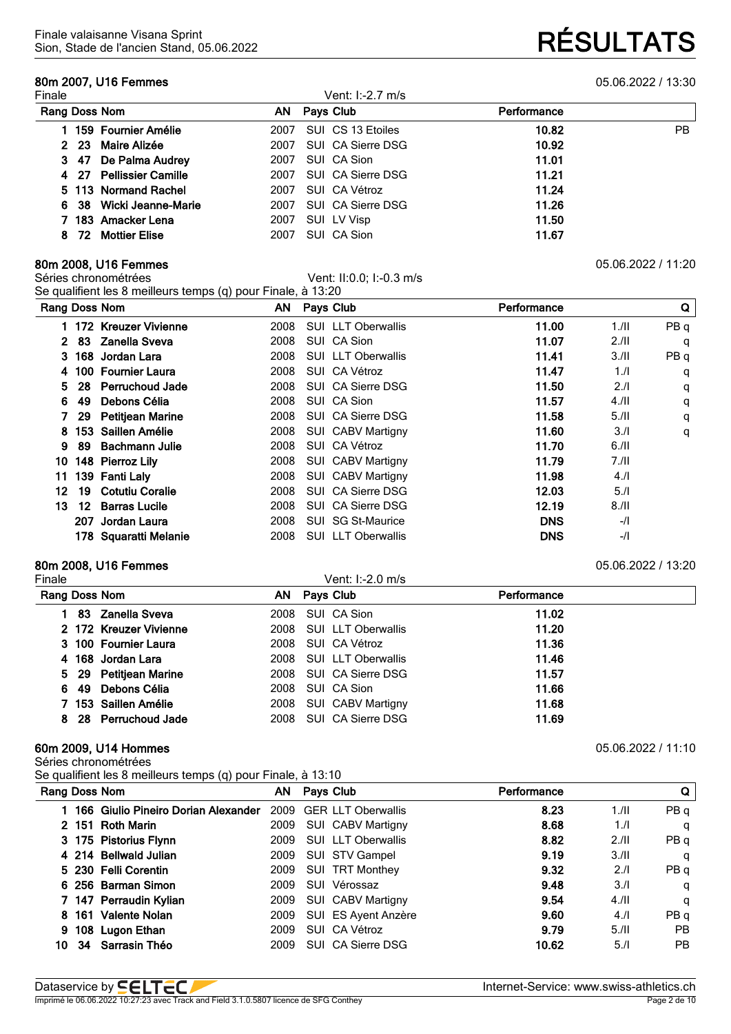## 80m 2007, U16 Femmes

05.06.2022 / 13:30

Finale — Vent: I:-2.7 m/s

| Rang | Doss | Nom | AN | Pays | Club | Performance | |
|---|---|---|---|---|---|---|---|
| 1 | 159 | Fournier Amélie | 2007 | SUI | CS 13 Etoiles | 10.82 | PB |
| 2 | 23 | Maire Alizée | 2007 | SUI | CA Sierre DSG | 10.92 | |
| 3 | 47 | De Palma Audrey | 2007 | SUI | CA Sion | 11.01 | |
| 4 | 27 | Pellissier Camille | 2007 | SUI | CA Sierre DSG | 11.21 | |
| 5 | 113 | Normand Rachel | 2007 | SUI | CA Vétroz | 11.24 | |
| 6 | 38 | Wicki Jeanne-Marie | 2007 | SUI | CA Sierre DSG | 11.26 | |
| 7 | 183 | Amacker Lena | 2007 | SUI | LV Visp | 11.50 | |
| 8 | 72 | Mottier Elise | 2007 | SUI | CA Sion | 11.67 | |

## 80m 2008, U16 Femmes

05.06.2022 / 11:20

Séries chronométrées — Vent: II:0.0; I:-0.3 m/s

Se qualifient les 8 meilleurs temps (q) pour Finale, à 13:20

| Rang | Doss | Nom | AN | Pays | Club | Performance | | Q |
|---|---|---|---|---|---|---|---|---|
| 1 | 172 | Kreuzer Vivienne | 2008 | SUI | LLT Oberwallis | 11.00 | 1./II | PB q |
| 2 | 83 | Zanella Sveva | 2008 | SUI | CA Sion | 11.07 | 2./II | q |
| 3 | 168 | Jordan Lara | 2008 | SUI | LLT Oberwallis | 11.41 | 3./II | PB q |
| 4 | 100 | Fournier Laura | 2008 | SUI | CA Vétroz | 11.47 | 1./I | q |
| 5 | 28 | Perruchoud Jade | 2008 | SUI | CA Sierre DSG | 11.50 | 2./I | q |
| 6 | 49 | Debons Célia | 2008 | SUI | CA Sion | 11.57 | 4./II | q |
| 7 | 29 | Petitjean Marine | 2008 | SUI | CA Sierre DSG | 11.58 | 5./II | q |
| 8 | 153 | Saillen Amélie | 2008 | SUI | CABV Martigny | 11.60 | 3./I | q |
| 9 | 89 | Bachmann Julie | 2008 | SUI | CA Vétroz | 11.70 | 6./II | |
| 10 | 148 | Pierroz Lily | 2008 | SUI | CABV Martigny | 11.79 | 7./II | |
| 11 | 139 | Fanti Laly | 2008 | SUI | CABV Martigny | 11.98 | 4./I | |
| 12 | 19 | Cotutiu Coralie | 2008 | SUI | CA Sierre DSG | 12.03 | 5./I | |
| 13 | 12 | Barras Lucile | 2008 | SUI | CA Sierre DSG | 12.19 | 8./II | |
| | 207 | Jordan Laura | 2008 | SUI | SG St-Maurice | DNS | -/I | |
| | 178 | Squaratti Melanie | 2008 | SUI | LLT Oberwallis | DNS | -/I | |

## 80m 2008, U16 Femmes

05.06.2022 / 13:20

Finale — Vent: I:-2.0 m/s

| Rang | Doss | Nom | AN | Pays | Club | Performance |
|---|---|---|---|---|---|---|
| 1 | 83 | Zanella Sveva | 2008 | SUI | CA Sion | 11.02 |
| 2 | 172 | Kreuzer Vivienne | 2008 | SUI | LLT Oberwallis | 11.20 |
| 3 | 100 | Fournier Laura | 2008 | SUI | CA Vétroz | 11.36 |
| 4 | 168 | Jordan Lara | 2008 | SUI | LLT Oberwallis | 11.46 |
| 5 | 29 | Petitjean Marine | 2008 | SUI | CA Sierre DSG | 11.57 |
| 6 | 49 | Debons Célia | 2008 | SUI | CA Sion | 11.66 |
| 7 | 153 | Saillen Amélie | 2008 | SUI | CABV Martigny | 11.68 |
| 8 | 28 | Perruchoud Jade | 2008 | SUI | CA Sierre DSG | 11.69 |

## 60m 2009, U14 Hommes

05.06.2022 / 11:10

Séries chronométrées

Se qualifient les 8 meilleurs temps (q) pour Finale, à 13:10

| Rang | Doss | Nom | AN | Pays | Club | Performance | | Q |
|---|---|---|---|---|---|---|---|---|
| 1 | 166 | Giulio Pineiro Dorian Alexander | 2009 | GER | LLT Oberwallis | 8.23 | 1./II | PB q |
| 2 | 151 | Roth Marin | 2009 | SUI | CABV Martigny | 8.68 | 1./I | q |
| 3 | 175 | Pistorius Flynn | 2009 | SUI | LLT Oberwallis | 8.82 | 2./II | PB q |
| 4 | 214 | Bellwald Julian | 2009 | SUI | STV Gampel | 9.19 | 3./II | q |
| 5 | 230 | Felli Corentin | 2009 | SUI | TRT Monthey | 9.32 | 2./I | PB q |
| 6 | 256 | Barman Simon | 2009 | SUI | Vérossaz | 9.48 | 3./I | q |
| 7 | 147 | Perraudin Kylian | 2009 | SUI | CABV Martigny | 9.54 | 4./II | q |
| 8 | 161 | Valente Nolan | 2009 | SUI | ES Ayent Anzère | 9.60 | 4./I | PB q |
| 9 | 108 | Lugon Ethan | 2009 | SUI | CA Vétroz | 9.79 | 5./II | PB |
| 10 | 34 | Sarrasin Théo | 2009 | SUI | CA Sierre DSG | 10.62 | 5./I | PB |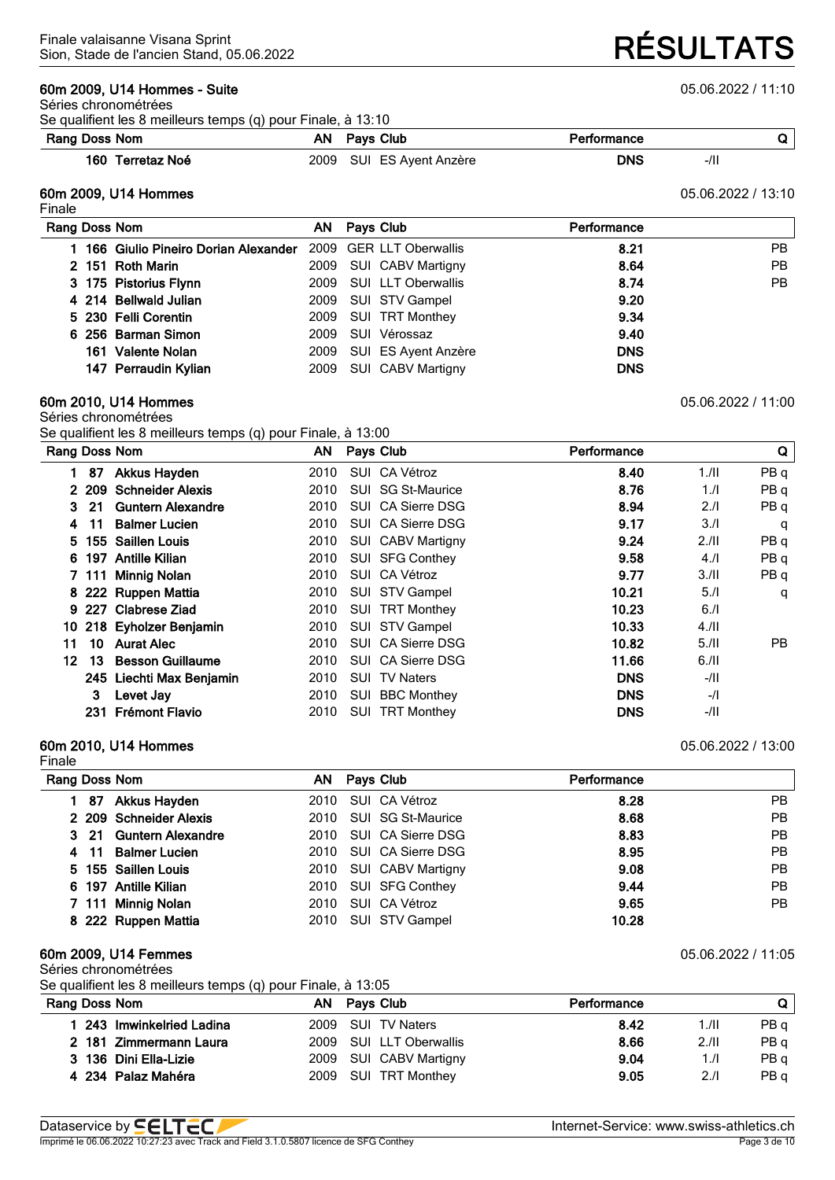Finale valaisanne Visana Sprint
Sion, Stade de l'ancien Stand, 05.06.2022

# RÉSULTATS

### 60m 2009, U14 Hommes - Suite

05.06.2022 / 11:10

Séries chronométrées
Se qualifient les 8 meilleurs temps (q) pour Finale, à 13:10

| Rang | Doss | Nom | AN | Pays | Club | Performance | | Q |
|---|---|---|---|---|---|---|---|---|
| | 160 | Terretaz Noé | 2009 | SUI | ES Ayent Anzère | DNS | -/II | |

### 60m 2009, U14 Hommes

05.06.2022 / 13:10

Finale

| Rang | Doss | Nom | AN | Pays | Club | Performance | |
|---|---|---|---|---|---|---|---|
| 1 | 166 | Giulio Pineiro Dorian Alexander | 2009 | GER | LLT Oberwallis | 8.21 | PB |
| 2 | 151 | Roth Marin | 2009 | SUI | CABV Martigny | 8.64 | PB |
| 3 | 175 | Pistorius Flynn | 2009 | SUI | LLT Oberwallis | 8.74 | PB |
| 4 | 214 | Bellwald Julian | 2009 | SUI | STV Gampel | 9.20 | |
| 5 | 230 | Felli Corentin | 2009 | SUI | TRT Monthey | 9.34 | |
| 6 | 256 | Barman Simon | 2009 | SUI | Vérossaz | 9.40 | |
| | 161 | Valente Nolan | 2009 | SUI | ES Ayent Anzère | DNS | |
| | 147 | Perraudin Kylian | 2009 | SUI | CABV Martigny | DNS | |

### 60m 2010, U14 Hommes

05.06.2022 / 11:00

Séries chronométrées
Se qualifient les 8 meilleurs temps (q) pour Finale, à 13:00

| Rang | Doss | Nom | AN | Pays | Club | Performance | | Q |
|---|---|---|---|---|---|---|---|---|
| 1 | 87 | Akkus Hayden | 2010 | SUI | CA Vétroz | 8.40 | 1./II | PB q |
| 2 | 209 | Schneider Alexis | 2010 | SUI | SG St-Maurice | 8.76 | 1./I | PB q |
| 3 | 21 | Guntern Alexandre | 2010 | SUI | CA Sierre DSG | 8.94 | 2./I | PB q |
| 4 | 11 | Balmer Lucien | 2010 | SUI | CA Sierre DSG | 9.17 | 3./I | q |
| 5 | 155 | Saillen Louis | 2010 | SUI | CABV Martigny | 9.24 | 2./II | PB q |
| 6 | 197 | Antille Kilian | 2010 | SUI | SFG Conthey | 9.58 | 4./I | PB q |
| 7 | 111 | Minnig Nolan | 2010 | SUI | CA Vétroz | 9.77 | 3./II | PB q |
| 8 | 222 | Ruppen Mattia | 2010 | SUI | STV Gampel | 10.21 | 5./I | q |
| 9 | 227 | Clabrese Ziad | 2010 | SUI | TRT Monthey | 10.23 | 6./I | |
| 10 | 218 | Eyholzer Benjamin | 2010 | SUI | STV Gampel | 10.33 | 4./II | |
| 11 | 10 | Aurat Alec | 2010 | SUI | CA Sierre DSG | 10.82 | 5./II | PB |
| 12 | 13 | Besson Guillaume | 2010 | SUI | CA Sierre DSG | 11.66 | 6./II | |
| | 245 | Liechti Max Benjamin | 2010 | SUI | TV Naters | DNS | -/II | |
| | 3 | Levet Jay | 2010 | SUI | BBC Monthey | DNS | -/I | |
| | 231 | Frémont Flavio | 2010 | SUI | TRT Monthey | DNS | -/II | |

### 60m 2010, U14 Hommes

05.06.2022 / 13:00

Finale

| Rang | Doss | Nom | AN | Pays | Club | Performance | |
|---|---|---|---|---|---|---|---|
| 1 | 87 | Akkus Hayden | 2010 | SUI | CA Vétroz | 8.28 | PB |
| 2 | 209 | Schneider Alexis | 2010 | SUI | SG St-Maurice | 8.68 | PB |
| 3 | 21 | Guntern Alexandre | 2010 | SUI | CA Sierre DSG | 8.83 | PB |
| 4 | 11 | Balmer Lucien | 2010 | SUI | CA Sierre DSG | 8.95 | PB |
| 5 | 155 | Saillen Louis | 2010 | SUI | CABV Martigny | 9.08 | PB |
| 6 | 197 | Antille Kilian | 2010 | SUI | SFG Conthey | 9.44 | PB |
| 7 | 111 | Minnig Nolan | 2010 | SUI | CA Vétroz | 9.65 | PB |
| 8 | 222 | Ruppen Mattia | 2010 | SUI | STV Gampel | 10.28 | |

### 60m 2009, U14 Femmes

05.06.2022 / 11:05

Séries chronométrées
Se qualifient les 8 meilleurs temps (q) pour Finale, à 13:05

| Rang | Doss | Nom | AN | Pays | Club | Performance | | Q |
|---|---|---|---|---|---|---|---|---|
| 1 | 243 | Imwinkelried Ladina | 2009 | SUI | TV Naters | 8.42 | 1./II | PB q |
| 2 | 181 | Zimmermann Laura | 2009 | SUI | LLT Oberwallis | 8.66 | 2./II | PB q |
| 3 | 136 | Dini Ella-Lizie | 2009 | SUI | CABV Martigny | 9.04 | 1./I | PB q |
| 4 | 234 | Palaz Mahéra | 2009 | SUI | TRT Monthey | 9.05 | 2./I | PB q |

Dataservice by SELTEC — Internet-Service: www.swiss-athletics.ch
Imprimé le 06.06.2022 10:27:23 avec Track and Field 3.1.0.5807 licence de SFG Conthey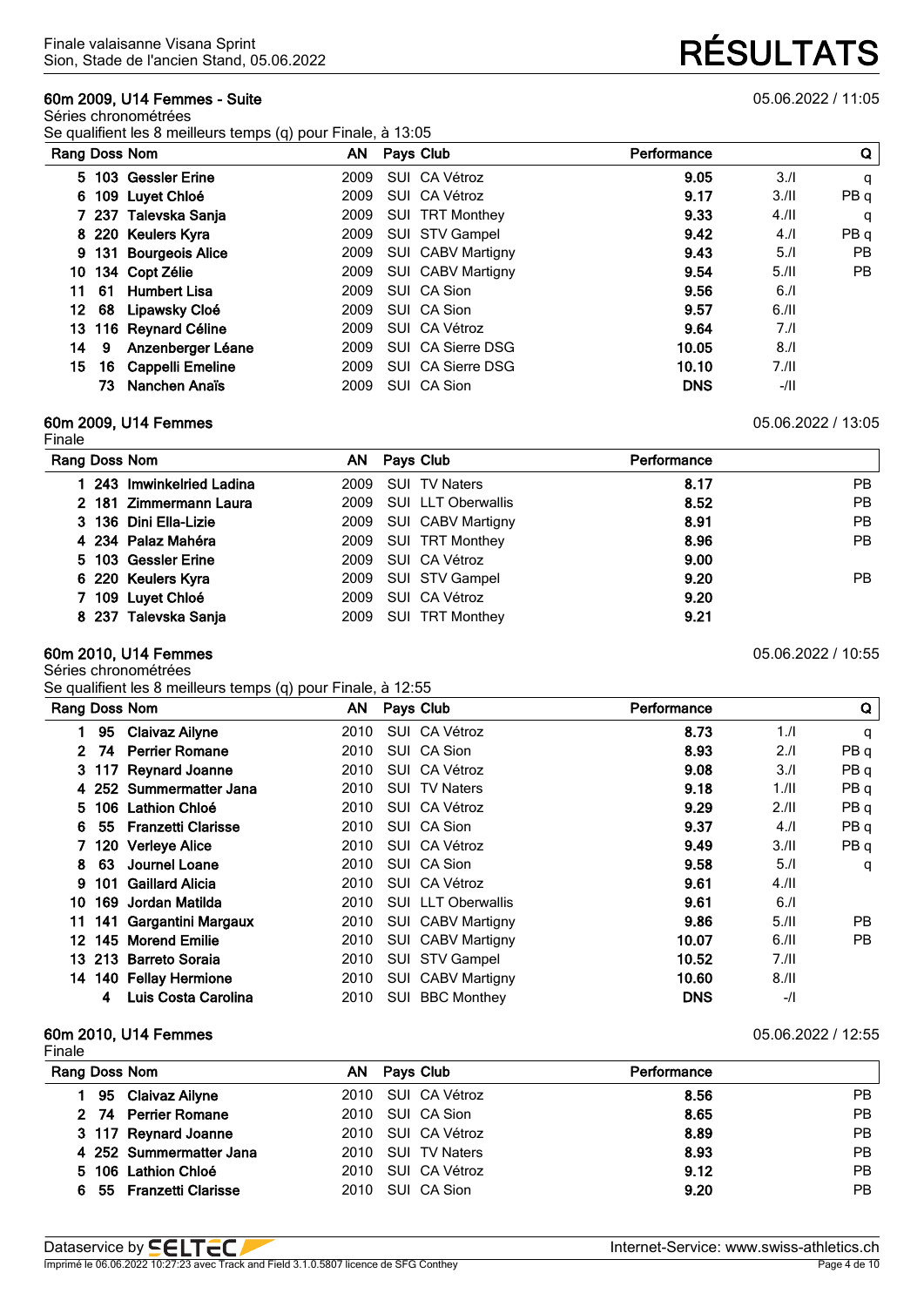## 60m 2009, U14 Femmes - Suite

05.06.2022 / 11:05

Séries chronométrées

Se qualifient les 8 meilleurs temps (q) pour Finale, à 13:05

| Rang | Doss | Nom | AN | Pays | Club | Performance | | Q |
|---|---|---|---|---|---|---|---|---|
| 5 | 103 | Gessler Erine | 2009 | SUI | CA Vétroz | 9.05 | 3./I | q |
| 6 | 109 | Luyet Chloé | 2009 | SUI | CA Vétroz | 9.17 | 3./II | PB q |
| 7 | 237 | Talevska Sanja | 2009 | SUI | TRT Monthey | 9.33 | 4./II | q |
| 8 | 220 | Keulers Kyra | 2009 | SUI | STV Gampel | 9.42 | 4./I | PB q |
| 9 | 131 | Bourgeois Alice | 2009 | SUI | CABV Martigny | 9.43 | 5./I | PB |
| 10 | 134 | Copt Zélie | 2009 | SUI | CABV Martigny | 9.54 | 5./II | PB |
| 11 | 61 | Humbert Lisa | 2009 | SUI | CA Sion | 9.56 | 6./I | |
| 12 | 68 | Lipawsky Cloé | 2009 | SUI | CA Sion | 9.57 | 6./II | |
| 13 | 116 | Reynard Céline | 2009 | SUI | CA Vétroz | 9.64 | 7./I | |
| 14 | 9 | Anzenberger Léane | 2009 | SUI | CA Sierre DSG | 10.05 | 8./I | |
| 15 | 16 | Cappelli Emeline | 2009 | SUI | CA Sierre DSG | 10.10 | 7./II | |
| | 73 | Nanchen Anaïs | 2009 | SUI | CA Sion | DNS | -/II | |

## 60m 2009, U14 Femmes

05.06.2022 / 13:05

Finale

| Rang | Doss | Nom | AN | Pays | Club | Performance | |
|---|---|---|---|---|---|---|---|
| 1 | 243 | Imwinkelried Ladina | 2009 | SUI | TV Naters | 8.17 | PB |
| 2 | 181 | Zimmermann Laura | 2009 | SUI | LLT Oberwallis | 8.52 | PB |
| 3 | 136 | Dini Ella-Lizie | 2009 | SUI | CABV Martigny | 8.91 | PB |
| 4 | 234 | Palaz Mahéra | 2009 | SUI | TRT Monthey | 8.96 | PB |
| 5 | 103 | Gessler Erine | 2009 | SUI | CA Vétroz | 9.00 | |
| 6 | 220 | Keulers Kyra | 2009 | SUI | STV Gampel | 9.20 | PB |
| 7 | 109 | Luyet Chloé | 2009 | SUI | CA Vétroz | 9.20 | |
| 8 | 237 | Talevska Sanja | 2009 | SUI | TRT Monthey | 9.21 | |

## 60m 2010, U14 Femmes

05.06.2022 / 10:55

Séries chronométrées

Se qualifient les 8 meilleurs temps (q) pour Finale, à 12:55

| Rang | Doss | Nom | AN | Pays | Club | Performance | | Q |
|---|---|---|---|---|---|---|---|---|
| 1 | 95 | Claivaz Ailyne | 2010 | SUI | CA Vétroz | 8.73 | 1./I | q |
| 2 | 74 | Perrier Romane | 2010 | SUI | CA Sion | 8.93 | 2./I | PB q |
| 3 | 117 | Reynard Joanne | 2010 | SUI | CA Vétroz | 9.08 | 3./I | PB q |
| 4 | 252 | Summermatter Jana | 2010 | SUI | TV Naters | 9.18 | 1./II | PB q |
| 5 | 106 | Lathion Chloé | 2010 | SUI | CA Vétroz | 9.29 | 2./II | PB q |
| 6 | 55 | Franzetti Clarisse | 2010 | SUI | CA Sion | 9.37 | 4./I | PB q |
| 7 | 120 | Verleye Alice | 2010 | SUI | CA Vétroz | 9.49 | 3./II | PB q |
| 8 | 63 | Journel Loane | 2010 | SUI | CA Sion | 9.58 | 5./I | q |
| 9 | 101 | Gaillard Alicia | 2010 | SUI | CA Vétroz | 9.61 | 4./II | |
| 10 | 169 | Jordan Matilda | 2010 | SUI | LLT Oberwallis | 9.61 | 6./I | |
| 11 | 141 | Gargantini Margaux | 2010 | SUI | CABV Martigny | 9.86 | 5./II | PB |
| 12 | 145 | Morend Emilie | 2010 | SUI | CABV Martigny | 10.07 | 6./II | PB |
| 13 | 213 | Barreto Soraia | 2010 | SUI | STV Gampel | 10.52 | 7./II | |
| 14 | 140 | Fellay Hermione | 2010 | SUI | CABV Martigny | 10.60 | 8./II | |
| | 4 | Luis Costa Carolina | 2010 | SUI | BBC Monthey | DNS | -/I | |

## 60m 2010, U14 Femmes

05.06.2022 / 12:55

Finale

| Rang | Doss | Nom | AN | Pays | Club | Performance | |
|---|---|---|---|---|---|---|---|
| 1 | 95 | Claivaz Ailyne | 2010 | SUI | CA Vétroz | 8.56 | PB |
| 2 | 74 | Perrier Romane | 2010 | SUI | CA Sion | 8.65 | PB |
| 3 | 117 | Reynard Joanne | 2010 | SUI | CA Vétroz | 8.89 | PB |
| 4 | 252 | Summermatter Jana | 2010 | SUI | TV Naters | 8.93 | PB |
| 5 | 106 | Lathion Chloé | 2010 | SUI | CA Vétroz | 9.12 | PB |
| 6 | 55 | Franzetti Clarisse | 2010 | SUI | CA Sion | 9.20 | PB |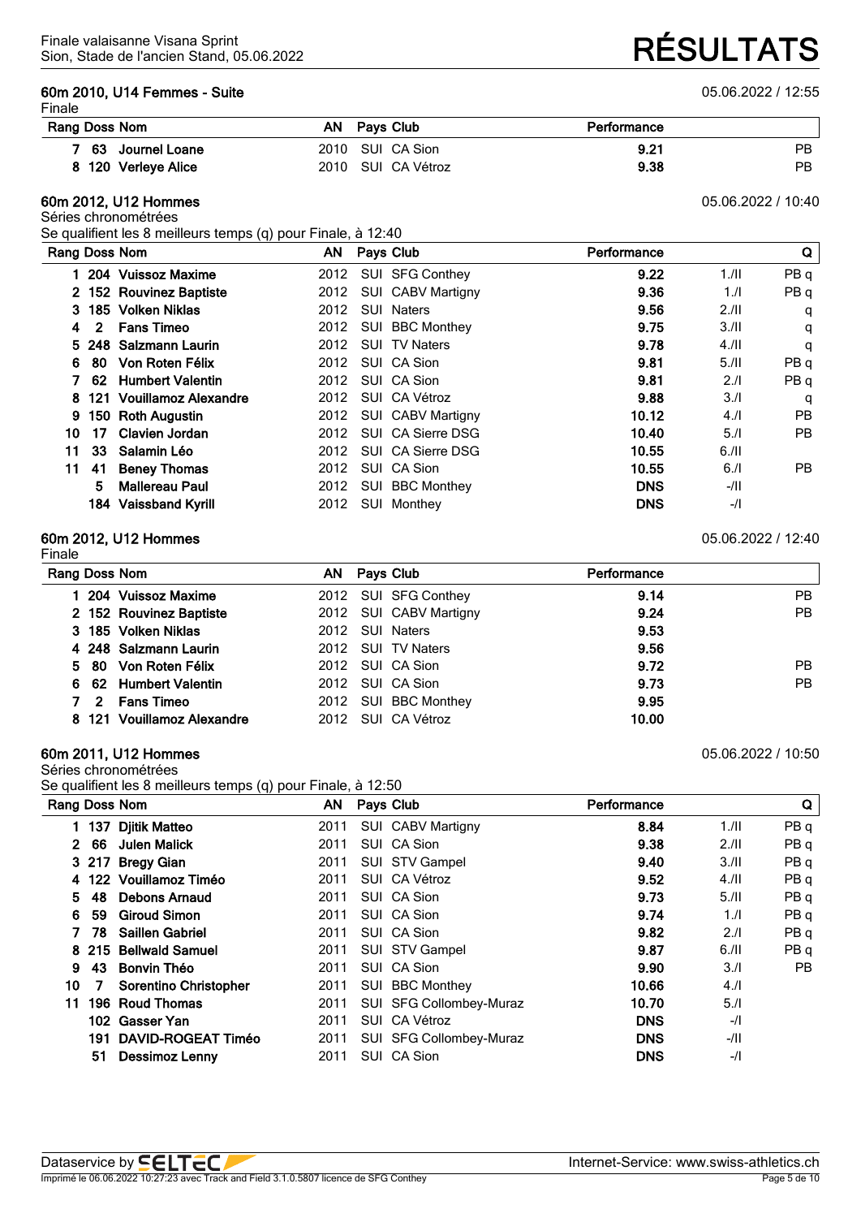Finale valaisanne Visana Sprint
Sion, Stade de l'ancien Stand, 05.06.2022

# RÉSULTATS

## 60m 2010, U14 Femmes - Suite

05.06.2022 / 12:55

Finale

| Rang | Doss | Nom | AN | Pays | Club | Performance | |
|---|---|---|---|---|---|---|---|
| 7 | 63 | Journel Loane | 2010 | SUI | CA Sion | 9.21 | PB |
| 8 | 120 | Verleye Alice | 2010 | SUI | CA Vétroz | 9.38 | PB |

## 60m 2012, U12 Hommes

05.06.2022 / 10:40

Séries chronométrées

Se qualifient les 8 meilleurs temps (q) pour Finale, à 12:40

| Rang | Doss | Nom | AN | Pays | Club | Performance | | Q |
|---|---|---|---|---|---|---|---|---|
| 1 | 204 | Vuissoz Maxime | 2012 | SUI | SFG Conthey | 9.22 | 1./II | PB q |
| 2 | 152 | Rouvinez Baptiste | 2012 | SUI | CABV Martigny | 9.36 | 1./I | PB q |
| 3 | 185 | Volken Niklas | 2012 | SUI | Naters | 9.56 | 2./II | q |
| 4 | 2 | Fans Timeo | 2012 | SUI | BBC Monthey | 9.75 | 3./II | q |
| 5 | 248 | Salzmann Laurin | 2012 | SUI | TV Naters | 9.78 | 4./II | q |
| 6 | 80 | Von Roten Félix | 2012 | SUI | CA Sion | 9.81 | 5./II | PB q |
| 7 | 62 | Humbert Valentin | 2012 | SUI | CA Sion | 9.81 | 2./I | PB q |
| 8 | 121 | Vouillamoz Alexandre | 2012 | SUI | CA Vétroz | 9.88 | 3./I | q |
| 9 | 150 | Roth Augustin | 2012 | SUI | CABV Martigny | 10.12 | 4./I | PB |
| 10 | 17 | Clavien Jordan | 2012 | SUI | CA Sierre DSG | 10.40 | 5./I | PB |
| 11 | 33 | Salamin Léo | 2012 | SUI | CA Sierre DSG | 10.55 | 6./II | |
| 11 | 41 | Beney Thomas | 2012 | SUI | CA Sion | 10.55 | 6./I | PB |
| | 5 | Mallereau Paul | 2012 | SUI | BBC Monthey | DNS | -/II | |
| | 184 | Vaissband Kyrill | 2012 | SUI | Monthey | DNS | -/I | |

## 60m 2012, U12 Hommes

05.06.2022 / 12:40

Finale

| Rang | Doss | Nom | AN | Pays | Club | Performance | |
|---|---|---|---|---|---|---|---|
| 1 | 204 | Vuissoz Maxime | 2012 | SUI | SFG Conthey | 9.14 | PB |
| 2 | 152 | Rouvinez Baptiste | 2012 | SUI | CABV Martigny | 9.24 | PB |
| 3 | 185 | Volken Niklas | 2012 | SUI | Naters | 9.53 | |
| 4 | 248 | Salzmann Laurin | 2012 | SUI | TV Naters | 9.56 | |
| 5 | 80 | Von Roten Félix | 2012 | SUI | CA Sion | 9.72 | PB |
| 6 | 62 | Humbert Valentin | 2012 | SUI | CA Sion | 9.73 | PB |
| 7 | 2 | Fans Timeo | 2012 | SUI | BBC Monthey | 9.95 | |
| 8 | 121 | Vouillamoz Alexandre | 2012 | SUI | CA Vétroz | 10.00 | |

## 60m 2011, U12 Hommes

05.06.2022 / 10:50

Séries chronométrées

Se qualifient les 8 meilleurs temps (q) pour Finale, à 12:50

| Rang | Doss | Nom | AN | Pays | Club | Performance | | Q |
|---|---|---|---|---|---|---|---|---|
| 1 | 137 | Djitik Matteo | 2011 | SUI | CABV Martigny | 8.84 | 1./II | PB q |
| 2 | 66 | Julen Malick | 2011 | SUI | CA Sion | 9.38 | 2./II | PB q |
| 3 | 217 | Bregy Gian | 2011 | SUI | STV Gampel | 9.40 | 3./II | PB q |
| 4 | 122 | Vouillamoz Timéo | 2011 | SUI | CA Vétroz | 9.52 | 4./II | PB q |
| 5 | 48 | Debons Arnaud | 2011 | SUI | CA Sion | 9.73 | 5./II | PB q |
| 6 | 59 | Giroud Simon | 2011 | SUI | CA Sion | 9.74 | 1./I | PB q |
| 7 | 78 | Saillen Gabriel | 2011 | SUI | CA Sion | 9.82 | 2./I | PB q |
| 8 | 215 | Bellwald Samuel | 2011 | SUI | STV Gampel | 9.87 | 6./II | PB q |
| 9 | 43 | Bonvin Théo | 2011 | SUI | CA Sion | 9.90 | 3./I | PB |
| 10 | 7 | Sorentino Christopher | 2011 | SUI | BBC Monthey | 10.66 | 4./I | |
| 11 | 196 | Roud Thomas | 2011 | SUI | SFG Collombey-Muraz | 10.70 | 5./I | |
| | 102 | Gasser Yan | 2011 | SUI | CA Vétroz | DNS | -/I | |
| | 191 | DAVID-ROGEAT Timéo | 2011 | SUI | SFG Collombey-Muraz | DNS | -/II | |
| | 51 | Dessimoz Lenny | 2011 | SUI | CA Sion | DNS | -/I | |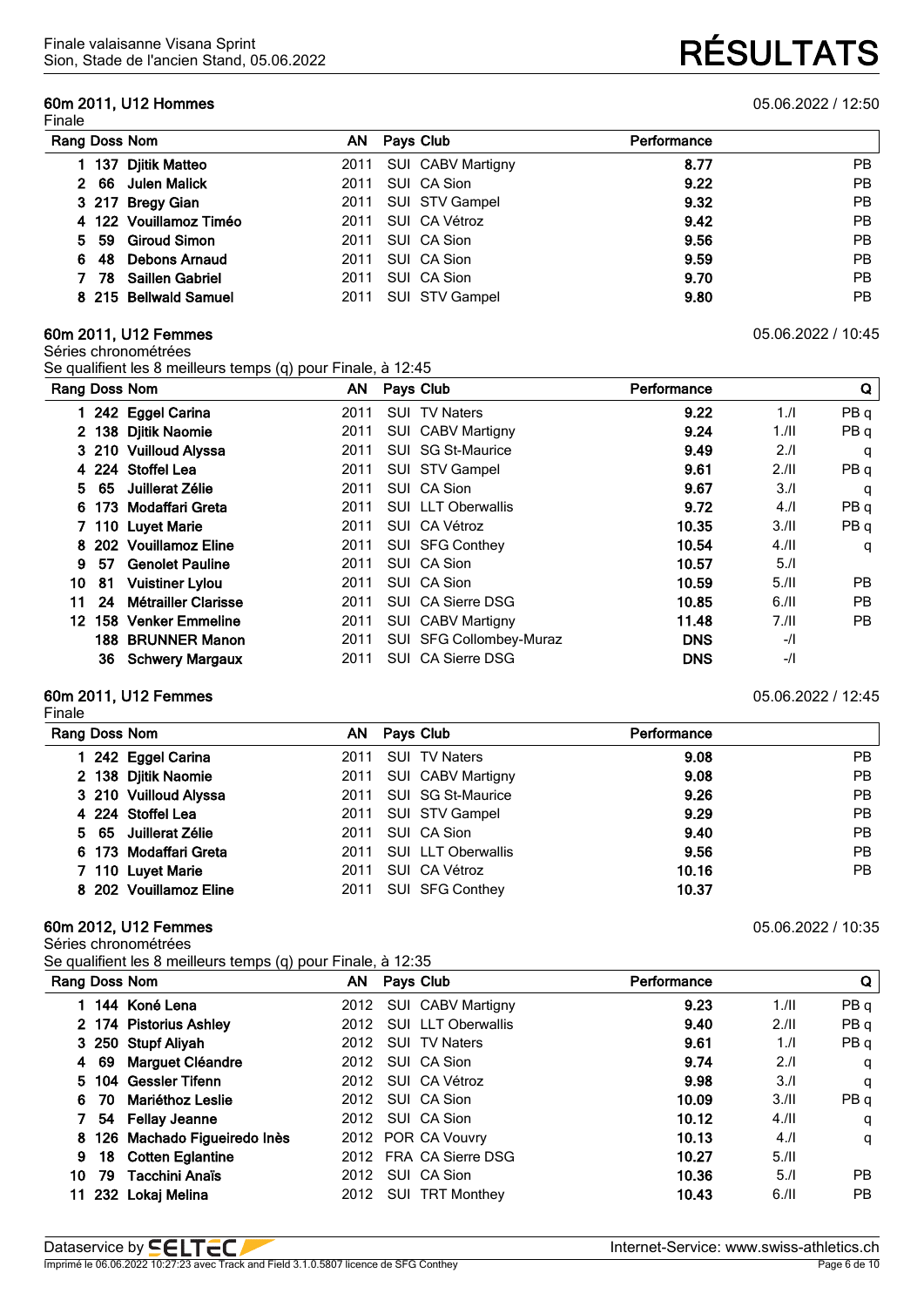## 60m 2011, U12 Hommes

05.06.2022 / 12:50

Finale

| Rang | Doss | Nom | AN | Pays | Club | Performance | |
|---|---|---|---|---|---|---|---|
| 1 | 137 | **Djitik Matteo** | 2011 | SUI | CABV Martigny | **8.77** | PB |
| 2 | 66 | **Julen Malick** | 2011 | SUI | CA Sion | **9.22** | PB |
| 3 | 217 | **Bregy Gian** | 2011 | SUI | STV Gampel | **9.32** | PB |
| 4 | 122 | **Vouillamoz Timéo** | 2011 | SUI | CA Vétroz | **9.42** | PB |
| 5 | 59 | **Giroud Simon** | 2011 | SUI | CA Sion | **9.56** | PB |
| 6 | 48 | **Debons Arnaud** | 2011 | SUI | CA Sion | **9.59** | PB |
| 7 | 78 | **Saillen Gabriel** | 2011 | SUI | CA Sion | **9.70** | PB |
| 8 | 215 | **Bellwald Samuel** | 2011 | SUI | STV Gampel | **9.80** | PB |

## 60m 2011, U12 Femmes

05.06.2022 / 10:45

Séries chronométrées

Se qualifient les 8 meilleurs temps (q) pour Finale, à 12:45

| Rang | Doss | Nom | AN | Pays | Club | Performance | | Q |
|---|---|---|---|---|---|---|---|---|
| 1 | 242 | **Eggel Carina** | 2011 | SUI | TV Naters | **9.22** | 1./I | PB q |
| 2 | 138 | **Djitik Naomie** | 2011 | SUI | CABV Martigny | **9.24** | 1./II | PB q |
| 3 | 210 | **Vuilloud Alyssa** | 2011 | SUI | SG St-Maurice | **9.49** | 2./I | q |
| 4 | 224 | **Stoffel Lea** | 2011 | SUI | STV Gampel | **9.61** | 2./II | PB q |
| 5 | 65 | **Juillerat Zélie** | 2011 | SUI | CA Sion | **9.67** | 3./I | q |
| 6 | 173 | **Modaffari Greta** | 2011 | SUI | LLT Oberwallis | **9.72** | 4./I | PB q |
| 7 | 110 | **Luyet Marie** | 2011 | SUI | CA Vétroz | **10.35** | 3./II | PB q |
| 8 | 202 | **Vouillamoz Eline** | 2011 | SUI | SFG Conthey | **10.54** | 4./II | q |
| 9 | 57 | **Genolet Pauline** | 2011 | SUI | CA Sion | **10.57** | 5./I | |
| 10 | 81 | **Vuistiner Lylou** | 2011 | SUI | CA Sion | **10.59** | 5./II | PB |
| 11 | 24 | **Métrailler Clarisse** | 2011 | SUI | CA Sierre DSG | **10.85** | 6./II | PB |
| 12 | 158 | **Venker Emmeline** | 2011 | SUI | CABV Martigny | **11.48** | 7./II | PB |
| | 188 | **BRUNNER Manon** | 2011 | SUI | SFG Collombey-Muraz | **DNS** | -/I | |
| | 36 | **Schwery Margaux** | 2011 | SUI | CA Sierre DSG | **DNS** | -/I | |

## 60m 2011, U12 Femmes

05.06.2022 / 12:45

Finale

| Rang | Doss | Nom | AN | Pays | Club | Performance | |
|---|---|---|---|---|---|---|---|
| 1 | 242 | **Eggel Carina** | 2011 | SUI | TV Naters | **9.08** | PB |
| 2 | 138 | **Djitik Naomie** | 2011 | SUI | CABV Martigny | **9.08** | PB |
| 3 | 210 | **Vuilloud Alyssa** | 2011 | SUI | SG St-Maurice | **9.26** | PB |
| 4 | 224 | **Stoffel Lea** | 2011 | SUI | STV Gampel | **9.29** | PB |
| 5 | 65 | **Juillerat Zélie** | 2011 | SUI | CA Sion | **9.40** | PB |
| 6 | 173 | **Modaffari Greta** | 2011 | SUI | LLT Oberwallis | **9.56** | PB |
| 7 | 110 | **Luyet Marie** | 2011 | SUI | CA Vétroz | **10.16** | PB |
| 8 | 202 | **Vouillamoz Eline** | 2011 | SUI | SFG Conthey | **10.37** | |

## 60m 2012, U12 Femmes

05.06.2022 / 10:35

Séries chronométrées

Se qualifient les 8 meilleurs temps (q) pour Finale, à 12:35

| Rang | Doss | Nom | AN | Pays | Club | Performance | | Q |
|---|---|---|---|---|---|---|---|---|
| 1 | 144 | **Koné Lena** | 2012 | SUI | CABV Martigny | **9.23** | 1./II | PB q |
| 2 | 174 | **Pistorius Ashley** | 2012 | SUI | LLT Oberwallis | **9.40** | 2./II | PB q |
| 3 | 250 | **Stupf Aliyah** | 2012 | SUI | TV Naters | **9.61** | 1./I | PB q |
| 4 | 69 | **Marguet Cléandre** | 2012 | SUI | CA Sion | **9.74** | 2./I | q |
| 5 | 104 | **Gessler Tifenn** | 2012 | SUI | CA Vétroz | **9.98** | 3./I | q |
| 6 | 70 | **Mariéthoz Leslie** | 2012 | SUI | CA Sion | **10.09** | 3./II | PB q |
| 7 | 54 | **Fellay Jeanne** | 2012 | SUI | CA Sion | **10.12** | 4./II | q |
| 8 | 126 | **Machado Figueiredo Inès** | 2012 | POR | CA Vouvry | **10.13** | 4./I | q |
| 9 | 18 | **Cotten Eglantine** | 2012 | FRA | CA Sierre DSG | **10.27** | 5./II | |
| 10 | 79 | **Tacchini Anaïs** | 2012 | SUI | CA Sion | **10.36** | 5./I | PB |
| 11 | 232 | **Lokaj Melina** | 2012 | SUI | TRT Monthey | **10.43** | 6./II | PB |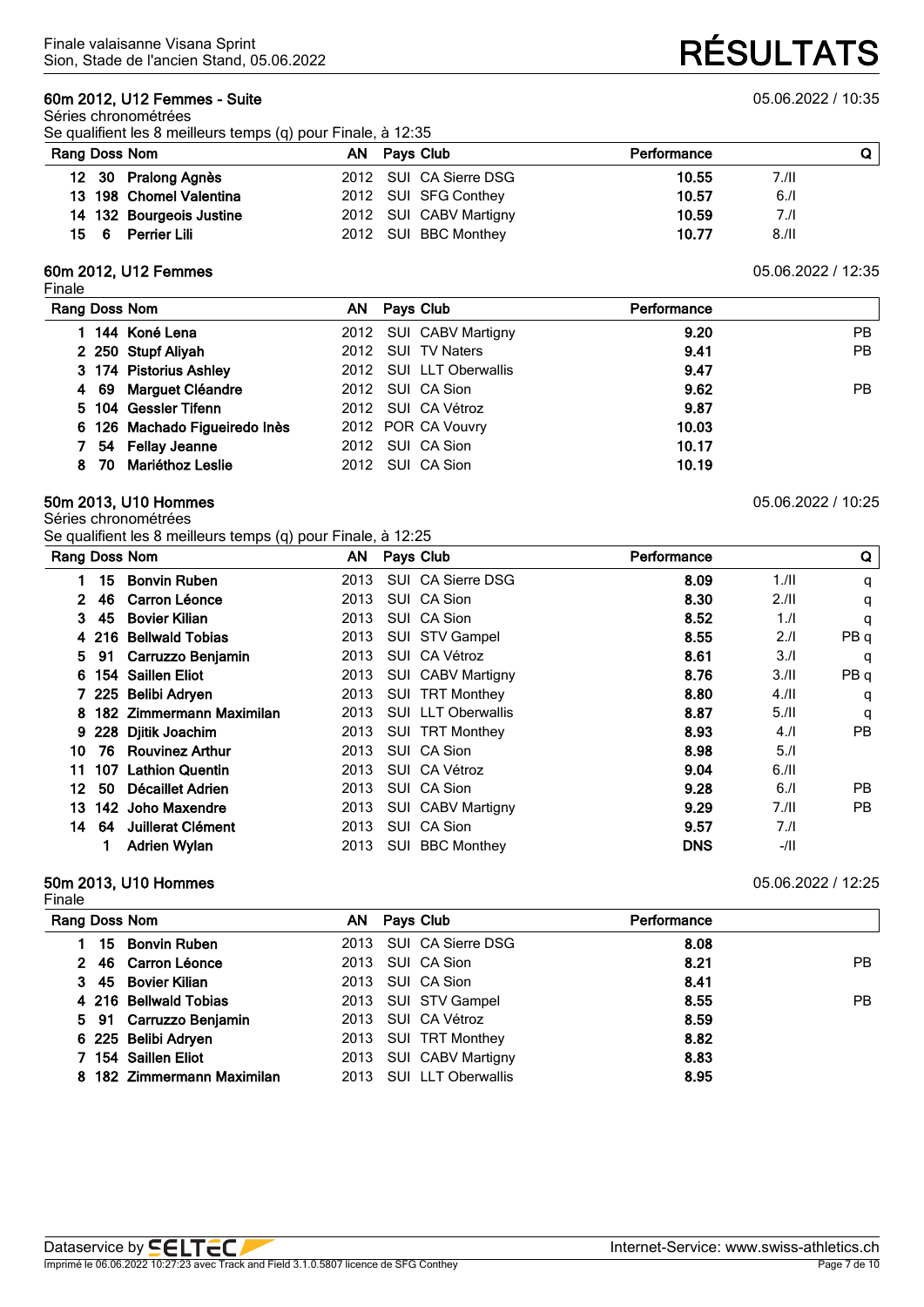### 60m 2012, U12 Femmes - Suite

05.06.2022 / 10:35

Séries chronométrées

Se qualifient les 8 meilleurs temps (q) pour Finale, à 12:35

| Rang | Doss | Nom | AN | Pays | Club | Performance | | Q |
|---|---|---|---|---|---|---|---|---|
| 12 | 30 | Pralong Agnès | 2012 | SUI | CA Sierre DSG | 10.55 | 7./II | |
| 13 | 198 | Chomel Valentina | 2012 | SUI | SFG Conthey | 10.57 | 6./I | |
| 14 | 132 | Bourgeois Justine | 2012 | SUI | CABV Martigny | 10.59 | 7./I | |
| 15 | 6 | Perrier Lili | 2012 | SUI | BBC Monthey | 10.77 | 8./II | |

### 60m 2012, U12 Femmes

05.06.2022 / 12:35

Finale

| Rang | Doss | Nom | AN | Pays | Club | Performance | |
|---|---|---|---|---|---|---|---|
| 1 | 144 | Koné Lena | 2012 | SUI | CABV Martigny | 9.20 | PB |
| 2 | 250 | Stupf Aliyah | 2012 | SUI | TV Naters | 9.41 | PB |
| 3 | 174 | Pistorius Ashley | 2012 | SUI | LLT Oberwallis | 9.47 | |
| 4 | 69 | Marguet Cléandre | 2012 | SUI | CA Sion | 9.62 | PB |
| 5 | 104 | Gessler Tifenn | 2012 | SUI | CA Vétroz | 9.87 | |
| 6 | 126 | Machado Figueiredo Inès | 2012 | POR | CA Vouvry | 10.03 | |
| 7 | 54 | Fellay Jeanne | 2012 | SUI | CA Sion | 10.17 | |
| 8 | 70 | Mariéthoz Leslie | 2012 | SUI | CA Sion | 10.19 | |

### 50m 2013, U10 Hommes

05.06.2022 / 10:25

Séries chronométrées

Se qualifient les 8 meilleurs temps (q) pour Finale, à 12:25

| Rang | Doss | Nom | AN | Pays | Club | Performance | | Q |
|---|---|---|---|---|---|---|---|---|
| 1 | 15 | Bonvin Ruben | 2013 | SUI | CA Sierre DSG | 8.09 | 1./II | q |
| 2 | 46 | Carron Léonce | 2013 | SUI | CA Sion | 8.30 | 2./II | q |
| 3 | 45 | Bovier Kilian | 2013 | SUI | CA Sion | 8.52 | 1./I | q |
| 4 | 216 | Bellwald Tobias | 2013 | SUI | STV Gampel | 8.55 | 2./I | PB q |
| 5 | 91 | Carruzzo Benjamin | 2013 | SUI | CA Vétroz | 8.61 | 3./I | q |
| 6 | 154 | Saillen Eliot | 2013 | SUI | CABV Martigny | 8.76 | 3./II | PB q |
| 7 | 225 | Belibi Adryen | 2013 | SUI | TRT Monthey | 8.80 | 4./II | q |
| 8 | 182 | Zimmermann Maximilan | 2013 | SUI | LLT Oberwallis | 8.87 | 5./II | q |
| 9 | 228 | Djitik Joachim | 2013 | SUI | TRT Monthey | 8.93 | 4./I | PB |
| 10 | 76 | Rouvinez Arthur | 2013 | SUI | CA Sion | 8.98 | 5./I | |
| 11 | 107 | Lathion Quentin | 2013 | SUI | CA Vétroz | 9.04 | 6./II | |
| 12 | 50 | Décaillet Adrien | 2013 | SUI | CA Sion | 9.28 | 6./I | PB |
| 13 | 142 | Joho Maxendre | 2013 | SUI | CABV Martigny | 9.29 | 7./II | PB |
| 14 | 64 | Juillerat Clément | 2013 | SUI | CA Sion | 9.57 | 7./I | |
| | 1 | Adrien Wylan | 2013 | SUI | BBC Monthey | DNS | -/II | |

### 50m 2013, U10 Hommes

05.06.2022 / 12:25

Finale

| Rang | Doss | Nom | AN | Pays | Club | Performance | |
|---|---|---|---|---|---|---|---|
| 1 | 15 | Bonvin Ruben | 2013 | SUI | CA Sierre DSG | 8.08 | |
| 2 | 46 | Carron Léonce | 2013 | SUI | CA Sion | 8.21 | PB |
| 3 | 45 | Bovier Kilian | 2013 | SUI | CA Sion | 8.41 | |
| 4 | 216 | Bellwald Tobias | 2013 | SUI | STV Gampel | 8.55 | PB |
| 5 | 91 | Carruzzo Benjamin | 2013 | SUI | CA Vétroz | 8.59 | |
| 6 | 225 | Belibi Adryen | 2013 | SUI | TRT Monthey | 8.82 | |
| 7 | 154 | Saillen Eliot | 2013 | SUI | CABV Martigny | 8.83 | |
| 8 | 182 | Zimmermann Maximilan | 2013 | SUI | LLT Oberwallis | 8.95 | |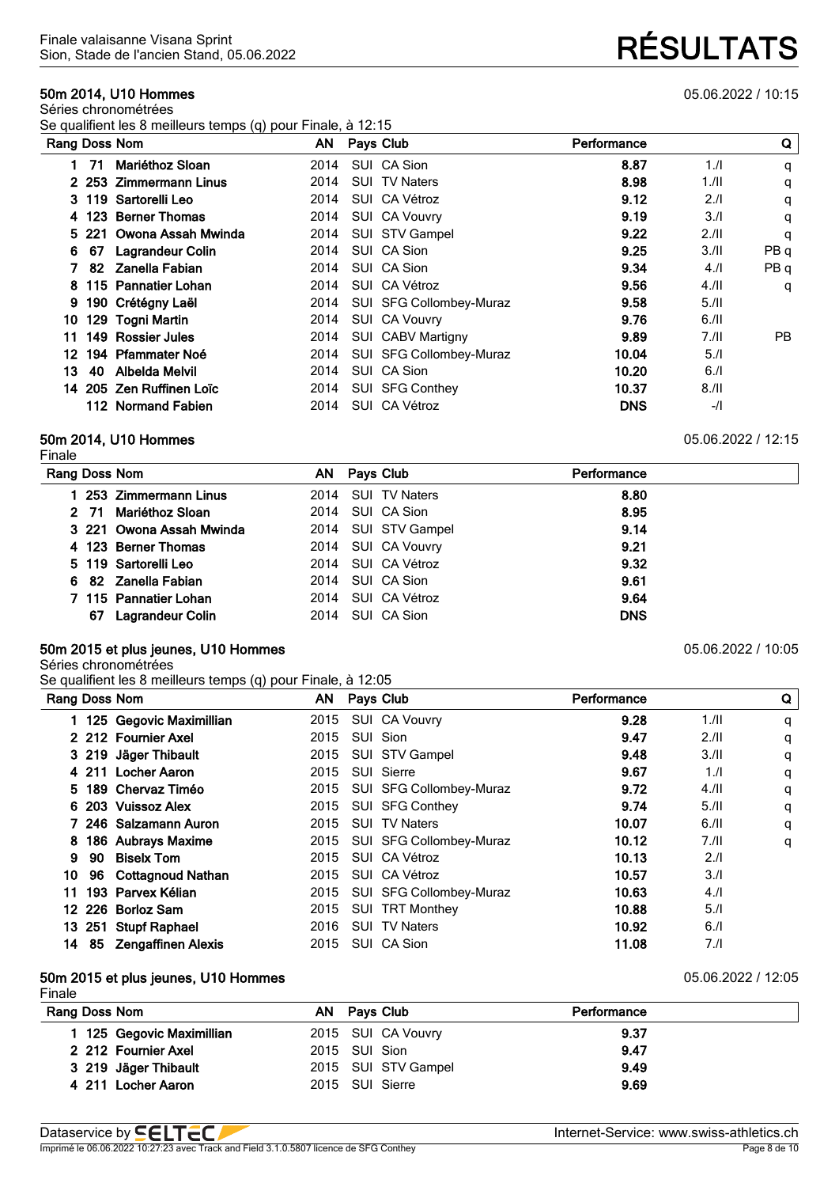Finale valaisanne Visana Sprint
Sion, Stade de l'ancien Stand, 05.06.2022

# RÉSULTATS

## 50m 2014, U10 Hommes

05.06.2022 / 10:15

Séries chronométrées

Se qualifient les 8 meilleurs temps (q) pour Finale, à 12:15

| Rang | Doss | Nom | AN | Pays | Club | Performance | | Q |
|---|---|---|---|---|---|---|---|---|
| 1 | 71 | **Mariéthoz Sloan** | 2014 | SUI | CA Sion | **8.87** | 1./I | q |
| 2 | 253 | **Zimmermann Linus** | 2014 | SUI | TV Naters | **8.98** | 1./II | q |
| 3 | 119 | **Sartorelli Leo** | 2014 | SUI | CA Vétroz | **9.12** | 2./I | q |
| 4 | 123 | **Berner Thomas** | 2014 | SUI | CA Vouvry | **9.19** | 3./I | q |
| 5 | 221 | **Owona Assah Mwinda** | 2014 | SUI | STV Gampel | **9.22** | 2./II | q |
| 6 | 67 | **Lagrandeur Colin** | 2014 | SUI | CA Sion | **9.25** | 3./II | PB q |
| 7 | 82 | **Zanella Fabian** | 2014 | SUI | CA Sion | **9.34** | 4./I | PB q |
| 8 | 115 | **Pannatier Lohan** | 2014 | SUI | CA Vétroz | **9.56** | 4./II | q |
| 9 | 190 | **Crétégny Laël** | 2014 | SUI | SFG Collombey-Muraz | **9.58** | 5./II | |
| 10 | 129 | **Togni Martin** | 2014 | SUI | CA Vouvry | **9.76** | 6./II | |
| 11 | 149 | **Rossier Jules** | 2014 | SUI | CABV Martigny | **9.89** | 7./II | PB |
| 12 | 194 | **Pfammater Noé** | 2014 | SUI | SFG Collombey-Muraz | **10.04** | 5./I | |
| 13 | 40 | **Albelda Melvil** | 2014 | SUI | CA Sion | **10.20** | 6./I | |
| 14 | 205 | **Zen Ruffinen Loïc** | 2014 | SUI | SFG Conthey | **10.37** | 8./II | |
| | 112 | **Normand Fabien** | 2014 | SUI | CA Vétroz | **DNS** | -/I | |

## 50m 2014, U10 Hommes

05.06.2022 / 12:15

Finale

| Rang | Doss | Nom | AN | Pays | Club | Performance |
|---|---|---|---|---|---|---|
| 1 | 253 | **Zimmermann Linus** | 2014 | SUI | TV Naters | **8.80** |
| 2 | 71 | **Mariéthoz Sloan** | 2014 | SUI | CA Sion | **8.95** |
| 3 | 221 | **Owona Assah Mwinda** | 2014 | SUI | STV Gampel | **9.14** |
| 4 | 123 | **Berner Thomas** | 2014 | SUI | CA Vouvry | **9.21** |
| 5 | 119 | **Sartorelli Leo** | 2014 | SUI | CA Vétroz | **9.32** |
| 6 | 82 | **Zanella Fabian** | 2014 | SUI | CA Sion | **9.61** |
| 7 | 115 | **Pannatier Lohan** | 2014 | SUI | CA Vétroz | **9.64** |
| | 67 | **Lagrandeur Colin** | 2014 | SUI | CA Sion | **DNS** |

## 50m 2015 et plus jeunes, U10 Hommes

05.06.2022 / 10:05

Séries chronométrées

Se qualifient les 8 meilleurs temps (q) pour Finale, à 12:05

| Rang | Doss | Nom | AN | Pays | Club | Performance | | Q |
|---|---|---|---|---|---|---|---|---|
| 1 | 125 | **Gegovic Maximillian** | 2015 | SUI | CA Vouvry | **9.28** | 1./II | q |
| 2 | 212 | **Fournier Axel** | 2015 | SUI | Sion | **9.47** | 2./II | q |
| 3 | 219 | **Jäger Thibault** | 2015 | SUI | STV Gampel | **9.48** | 3./II | q |
| 4 | 211 | **Locher Aaron** | 2015 | SUI | Sierre | **9.67** | 1./I | q |
| 5 | 189 | **Chervaz Timéo** | 2015 | SUI | SFG Collombey-Muraz | **9.72** | 4./II | q |
| 6 | 203 | **Vuissoz Alex** | 2015 | SUI | SFG Conthey | **9.74** | 5./II | q |
| 7 | 246 | **Salzamann Auron** | 2015 | SUI | TV Naters | **10.07** | 6./II | q |
| 8 | 186 | **Aubrays Maxime** | 2015 | SUI | SFG Collombey-Muraz | **10.12** | 7./II | q |
| 9 | 90 | **Biselx Tom** | 2015 | SUI | CA Vétroz | **10.13** | 2./I | |
| 10 | 96 | **Cottagnoud Nathan** | 2015 | SUI | CA Vétroz | **10.57** | 3./I | |
| 11 | 193 | **Parvex Kélian** | 2015 | SUI | SFG Collombey-Muraz | **10.63** | 4./I | |
| 12 | 226 | **Borloz Sam** | 2015 | SUI | TRT Monthey | **10.88** | 5./I | |
| 13 | 251 | **Stupf Raphael** | 2016 | SUI | TV Naters | **10.92** | 6./I | |
| 14 | 85 | **Zengaffinen Alexis** | 2015 | SUI | CA Sion | **11.08** | 7./I | |

## 50m 2015 et plus jeunes, U10 Hommes

05.06.2022 / 12:05

Finale

| Rang | Doss | Nom | AN | Pays | Club | Performance |
|---|---|---|---|---|---|---|
| 1 | 125 | **Gegovic Maximillian** | 2015 | SUI | CA Vouvry | **9.37** |
| 2 | 212 | **Fournier Axel** | 2015 | SUI | Sion | **9.47** |
| 3 | 219 | **Jäger Thibault** | 2015 | SUI | STV Gampel | **9.49** |
| 4 | 211 | **Locher Aaron** | 2015 | SUI | Sierre | **9.69** |

Dataservice by SELTEC — Internet-Service: www.swiss-athletics.ch

Imprimé le 06.06.2022 10:27:23 avec Track and Field 3.1.0.5807 licence de SFG Conthey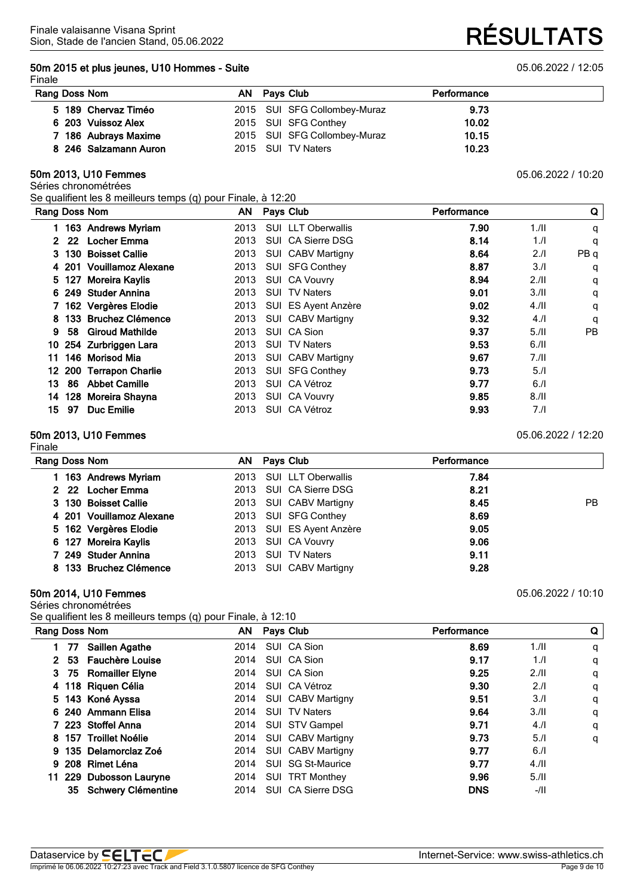## 50m 2015 et plus jeunes, U10 Hommes - Suite

05.06.2022 / 12:05

Finale

| Rang | Doss | Nom | AN | Pays | Club | Performance |
|---|---|---|---|---|---|---|
| 5 | 189 | Chervaz Timéo | 2015 | SUI | SFG Collombey-Muraz | 9.73 |
| 6 | 203 | Vuissoz Alex | 2015 | SUI | SFG Conthey | 10.02 |
| 7 | 186 | Aubrays Maxime | 2015 | SUI | SFG Collombey-Muraz | 10.15 |
| 8 | 246 | Salzamann Auron | 2015 | SUI | TV Naters | 10.23 |

## 50m 2013, U10 Femmes

05.06.2022 / 10:20

Séries chronométrées

Se qualifient les 8 meilleurs temps (q) pour Finale, à 12:20

| Rang | Doss | Nom | AN | Pays | Club | Performance | | Q |
|---|---|---|---|---|---|---|---|---|
| 1 | 163 | Andrews Myriam | 2013 | SUI | LLT Oberwallis | 7.90 | 1./II | q |
| 2 | 22 | Locher Emma | 2013 | SUI | CA Sierre DSG | 8.14 | 1./I | q |
| 3 | 130 | Boisset Callie | 2013 | SUI | CABV Martigny | 8.64 | 2./I | PB q |
| 4 | 201 | Vouillamoz Alexane | 2013 | SUI | SFG Conthey | 8.87 | 3./I | q |
| 5 | 127 | Moreira Kaylis | 2013 | SUI | CA Vouvry | 8.94 | 2./II | q |
| 6 | 249 | Studer Annina | 2013 | SUI | TV Naters | 9.01 | 3./II | q |
| 7 | 162 | Vergères Elodie | 2013 | SUI | ES Ayent Anzère | 9.02 | 4./II | q |
| 8 | 133 | Bruchez Clémence | 2013 | SUI | CABV Martigny | 9.32 | 4./I | q |
| 9 | 58 | Giroud Mathilde | 2013 | SUI | CA Sion | 9.37 | 5./II | PB |
| 10 | 254 | Zurbriggen Lara | 2013 | SUI | TV Naters | 9.53 | 6./II | |
| 11 | 146 | Morisod Mia | 2013 | SUI | CABV Martigny | 9.67 | 7./II | |
| 12 | 200 | Terrapon Charlie | 2013 | SUI | SFG Conthey | 9.73 | 5./I | |
| 13 | 86 | Abbet Camille | 2013 | SUI | CA Vétroz | 9.77 | 6./I | |
| 14 | 128 | Moreira Shayna | 2013 | SUI | CA Vouvry | 9.85 | 8./II | |
| 15 | 97 | Duc Emilie | 2013 | SUI | CA Vétroz | 9.93 | 7./I | |

## 50m 2013, U10 Femmes

05.06.2022 / 12:20

Finale

| Rang | Doss | Nom | AN | Pays | Club | Performance | |
|---|---|---|---|---|---|---|---|
| 1 | 163 | Andrews Myriam | 2013 | SUI | LLT Oberwallis | 7.84 | |
| 2 | 22 | Locher Emma | 2013 | SUI | CA Sierre DSG | 8.21 | |
| 3 | 130 | Boisset Callie | 2013 | SUI | CABV Martigny | 8.45 | PB |
| 4 | 201 | Vouillamoz Alexane | 2013 | SUI | SFG Conthey | 8.69 | |
| 5 | 162 | Vergères Elodie | 2013 | SUI | ES Ayent Anzère | 9.05 | |
| 6 | 127 | Moreira Kaylis | 2013 | SUI | CA Vouvry | 9.06 | |
| 7 | 249 | Studer Annina | 2013 | SUI | TV Naters | 9.11 | |
| 8 | 133 | Bruchez Clémence | 2013 | SUI | CABV Martigny | 9.28 | |

## 50m 2014, U10 Femmes

05.06.2022 / 10:10

Séries chronométrées

Se qualifient les 8 meilleurs temps (q) pour Finale, à 12:10

| Rang | Doss | Nom | AN | Pays | Club | Performance | | Q |
|---|---|---|---|---|---|---|---|---|
| 1 | 77 | Saillen Agathe | 2014 | SUI | CA Sion | 8.69 | 1./II | q |
| 2 | 53 | Fauchère Louise | 2014 | SUI | CA Sion | 9.17 | 1./I | q |
| 3 | 75 | Romailler Elyne | 2014 | SUI | CA Sion | 9.25 | 2./II | q |
| 4 | 118 | Riquen Célia | 2014 | SUI | CA Vétroz | 9.30 | 2./I | q |
| 5 | 143 | Koné Ayssa | 2014 | SUI | CABV Martigny | 9.51 | 3./I | q |
| 6 | 240 | Ammann Elisa | 2014 | SUI | TV Naters | 9.64 | 3./II | q |
| 7 | 223 | Stoffel Anna | 2014 | SUI | STV Gampel | 9.71 | 4./I | q |
| 8 | 157 | Troillet Noélie | 2014 | SUI | CABV Martigny | 9.73 | 5./I | q |
| 9 | 135 | Delamorclaz Zoé | 2014 | SUI | CABV Martigny | 9.77 | 6./I | |
| 9 | 208 | Rimet Léna | 2014 | SUI | SG St-Maurice | 9.77 | 4./II | |
| 11 | 229 | Dubosson Lauryne | 2014 | SUI | TRT Monthey | 9.96 | 5./II | |
| | 35 | Schwery Clémentine | 2014 | SUI | CA Sierre DSG | DNS | -/II | |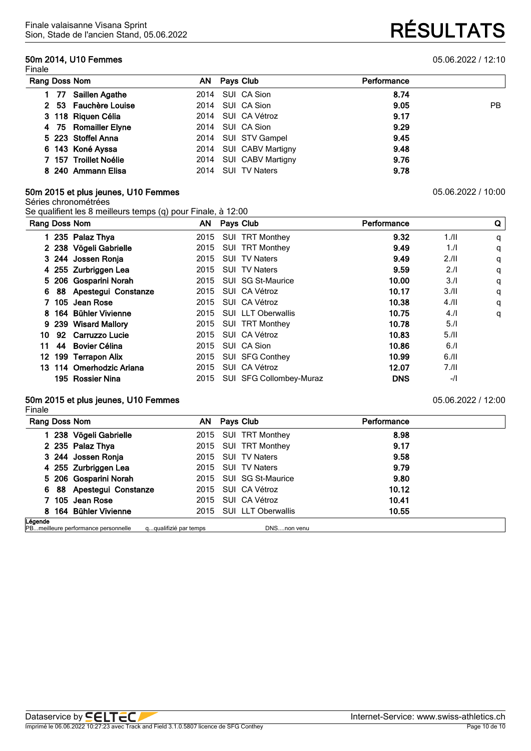### 50m 2014, U10 Femmes

05.06.2022 / 12:10

Finale

| Rang | Doss | Nom | AN | Pays | Club | Performance | |
|---|---|---|---|---|---|---|---|
| 1 | 77 | **Saillen Agathe** | 2014 | SUI | CA Sion | **8.74** | |
| 2 | 53 | **Fauchère Louise** | 2014 | SUI | CA Sion | **9.05** | PB |
| 3 | 118 | **Riquen Célia** | 2014 | SUI | CA Vétroz | **9.17** | |
| 4 | 75 | **Romailler Elyne** | 2014 | SUI | CA Sion | **9.29** | |
| 5 | 223 | **Stoffel Anna** | 2014 | SUI | STV Gampel | **9.45** | |
| 6 | 143 | **Koné Ayssa** | 2014 | SUI | CABV Martigny | **9.48** | |
| 7 | 157 | **Troillet Noélie** | 2014 | SUI | CABV Martigny | **9.76** | |
| 8 | 240 | **Ammann Elisa** | 2014 | SUI | TV Naters | **9.78** | |

### 50m 2015 et plus jeunes, U10 Femmes

05.06.2022 / 10:00

Séries chronométrées

Se qualifient les 8 meilleurs temps (q) pour Finale, à 12:00

| Rang | Doss | Nom | AN | Pays | Club | Performance | | Q |
|---|---|---|---|---|---|---|---|---|
| 1 | 235 | **Palaz Thya** | 2015 | SUI | TRT Monthey | **9.32** | 1./II | q |
| 2 | 238 | **Vögeli Gabrielle** | 2015 | SUI | TRT Monthey | **9.49** | 1./I | q |
| 3 | 244 | **Jossen Ronja** | 2015 | SUI | TV Naters | **9.49** | 2./II | q |
| 4 | 255 | **Zurbriggen Lea** | 2015 | SUI | TV Naters | **9.59** | 2./I | q |
| 5 | 206 | **Gosparini Norah** | 2015 | SUI | SG St-Maurice | **10.00** | 3./I | q |
| 6 | 88 | **Apestegui Constanze** | 2015 | SUI | CA Vétroz | **10.17** | 3./II | q |
| 7 | 105 | **Jean Rose** | 2015 | SUI | CA Vétroz | **10.38** | 4./II | q |
| 8 | 164 | **Bühler Vivienne** | 2015 | SUI | LLT Oberwallis | **10.75** | 4./I | q |
| 9 | 239 | **Wisard Mallory** | 2015 | SUI | TRT Monthey | **10.78** | 5./I | |
| 10 | 92 | **Carruzzo Lucie** | 2015 | SUI | CA Vétroz | **10.83** | 5./II | |
| 11 | 44 | **Bovier Célina** | 2015 | SUI | CA Sion | **10.86** | 6./I | |
| 12 | 199 | **Terrapon Alix** | 2015 | SUI | SFG Conthey | **10.99** | 6./II | |
| 13 | 114 | **Omerhodzic Ariana** | 2015 | SUI | CA Vétroz | **12.07** | 7./II | |
| | 195 | **Rossier Nina** | 2015 | SUI | SFG Collombey-Muraz | **DNS** | -/I | |

### 50m 2015 et plus jeunes, U10 Femmes

05.06.2022 / 12:00

Finale

| Rang | Doss | Nom | AN | Pays | Club | Performance |
|---|---|---|---|---|---|---|
| 1 | 238 | **Vögeli Gabrielle** | 2015 | SUI | TRT Monthey | **8.98** |
| 2 | 235 | **Palaz Thya** | 2015 | SUI | TRT Monthey | **9.17** |
| 3 | 244 | **Jossen Ronja** | 2015 | SUI | TV Naters | **9.58** |
| 4 | 255 | **Zurbriggen Lea** | 2015 | SUI | TV Naters | **9.79** |
| 5 | 206 | **Gosparini Norah** | 2015 | SUI | SG St-Maurice | **9.80** |
| 6 | 88 | **Apestegui Constanze** | 2015 | SUI | CA Vétroz | **10.12** |
| 7 | 105 | **Jean Rose** | 2015 | SUI | CA Vétroz | **10.41** |
| 8 | 164 | **Bühler Vivienne** | 2015 | SUI | LLT Oberwallis | **10.55** |

**Légende**

PB...meilleure performance personnelle q...qualifizié par temps DNS....non venu